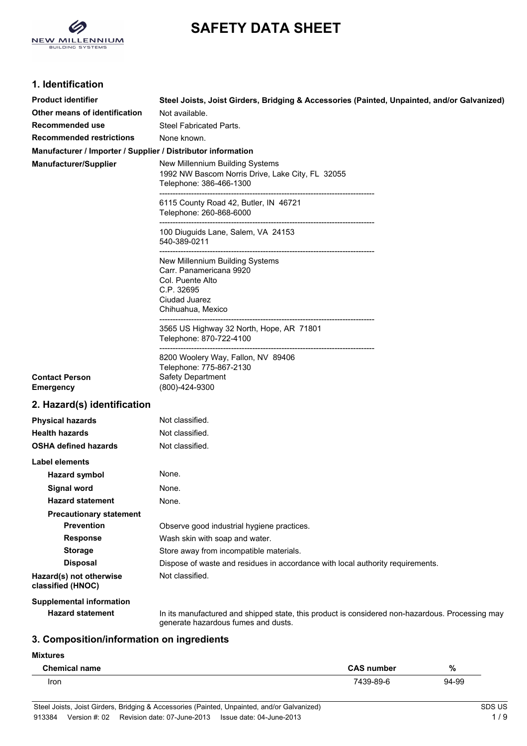# SAFETY DATA SHEET

## 1. Identification

| | |
|---|---|
| **Product identifier** | **Steel Joists, Joist Girders, Bridging & Accessories (Painted, Unpainted, and/or Galvanized)** |
| **Other means of identification** | Not available. |
| **Recommended use** | Steel Fabricated Parts. |
| **Recommended restrictions** | None known. |

**Manufacturer / Importer / Supplier / Distributor information**

**Manufacturer/Supplier**

New Millennium Building Systems
1992 NW Bascom Norris Drive, Lake City, FL 32055
Telephone: 386-466-1300

6115 County Road 42, Butler, IN 46721
Telephone: 260-868-6000

100 Diuguids Lane, Salem, VA 24153
540-389-0211

New Millennium Building Systems
Carr. Panamericana 9920
Col. Puente Alto
C.P. 32695
Ciudad Juarez
Chihuahua, Mexico

3565 US Highway 32 North, Hope, AR 71801
Telephone: 870-722-4100

8200 Woolery Way, Fallon, NV 89406
Telephone: 775-867-2130

| | |
|---|---|
| **Contact Person** | Safety Department |
| **Emergency** | (800)-424-9300 |

## 2. Hazard(s) identification

| | |
|---|---|
| **Physical hazards** | Not classified. |
| **Health hazards** | Not classified. |
| **OSHA defined hazards** | Not classified. |

**Label elements**

| | |
|---|---|
| **Hazard symbol** | None. |
| **Signal word** | None. |
| **Hazard statement** | None. |

**Precautionary statement**

| | |
|---|---|
| **Prevention** | Observe good industrial hygiene practices. |
| **Response** | Wash skin with soap and water. |
| **Storage** | Store away from incompatible materials. |
| **Disposal** | Dispose of waste and residues in accordance with local authority requirements. |
| **Hazard(s) not otherwise classified (HNOC)** | Not classified. |

**Supplemental information**

| | |
|---|---|
| **Hazard statement** | In its manufactured and shipped state, this product is considered non-hazardous. Processing may generate hazardous fumes and dusts. |

## 3. Composition/information on ingredients

**Mixtures**

| Chemical name | CAS number | % |
|---|---|---|
| Iron | 7439-89-6 | 94-99 |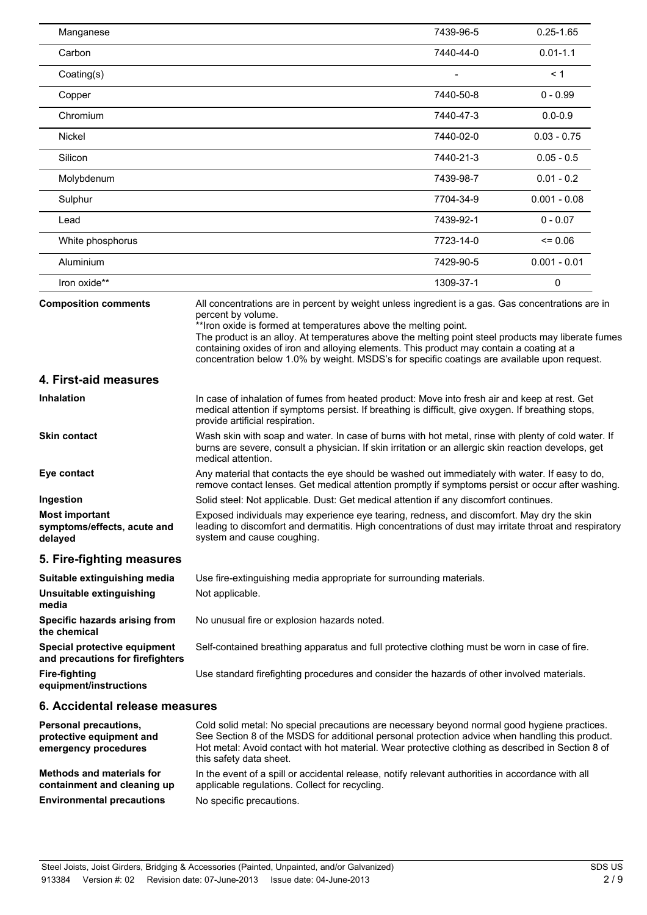| | | |
|---|---|---|
| Manganese | 7439-96-5 | 0.25-1.65 |
| Carbon | 7440-44-0 | 0.01-1.1 |
| Coating(s) | - | < 1 |
| Copper | 7440-50-8 | 0 - 0.99 |
| Chromium | 7440-47-3 | 0.0-0.9 |
| Nickel | 7440-02-0 | 0.03 - 0.75 |
| Silicon | 7440-21-3 | 0.05 - 0.5 |
| Molybdenum | 7439-98-7 | 0.01 - 0.2 |
| Sulphur | 7704-34-9 | 0.001 - 0.08 |
| Lead | 7439-92-1 | 0 - 0.07 |
| White phosphorus | 7723-14-0 | <= 0.06 |
| Aluminium | 7429-90-5 | 0.001 - 0.01 |
| Iron oxide** | 1309-37-1 | 0 |

**Composition comments** All concentrations are in percent by weight unless ingredient is a gas. Gas concentrations are in percent by volume.
**Iron oxide is formed at temperatures above the melting point.
The product is an alloy. At temperatures above the melting point steel products may liberate fumes containing oxides of iron and alloying elements. This product may contain a coating at a concentration below 1.0% by weight. MSDS's for specific coatings are available upon request.

## 4. First-aid measures

**Inhalation** In case of inhalation of fumes from heated product: Move into fresh air and keep at rest. Get medical attention if symptoms persist. If breathing is difficult, give oxygen. If breathing stops, provide artificial respiration.

**Skin contact** Wash skin with soap and water. In case of burns with hot metal, rinse with plenty of cold water. If burns are severe, consult a physician. If skin irritation or an allergic skin reaction develops, get medical attention.

**Eye contact** Any material that contacts the eye should be washed out immediately with water. If easy to do, remove contact lenses. Get medical attention promptly if symptoms persist or occur after washing.

**Ingestion** Solid steel: Not applicable. Dust: Get medical attention if any discomfort continues.

**Most important symptoms/effects, acute and delayed** Exposed individuals may experience eye tearing, redness, and discomfort. May dry the skin leading to discomfort and dermatitis. High concentrations of dust may irritate throat and respiratory system and cause coughing.

## 5. Fire-fighting measures

**Suitable extinguishing media** Use fire-extinguishing media appropriate for surrounding materials.

**Unsuitable extinguishing media** Not applicable.

**Specific hazards arising from the chemical** No unusual fire or explosion hazards noted.

**Special protective equipment and precautions for firefighters** Self-contained breathing apparatus and full protective clothing must be worn in case of fire.

**Fire-fighting equipment/instructions** Use standard firefighting procedures and consider the hazards of other involved materials.

## 6. Accidental release measures

**Personal precautions, protective equipment and emergency procedures** Cold solid metal: No special precautions are necessary beyond normal good hygiene practices. See Section 8 of the MSDS for additional personal protection advice when handling this product. Hot metal: Avoid contact with hot material. Wear protective clothing as described in Section 8 of this safety data sheet.

**Methods and materials for containment and cleaning up** In the event of a spill or accidental release, notify relevant authorities in accordance with all applicable regulations. Collect for recycling.

**Environmental precautions** No specific precautions.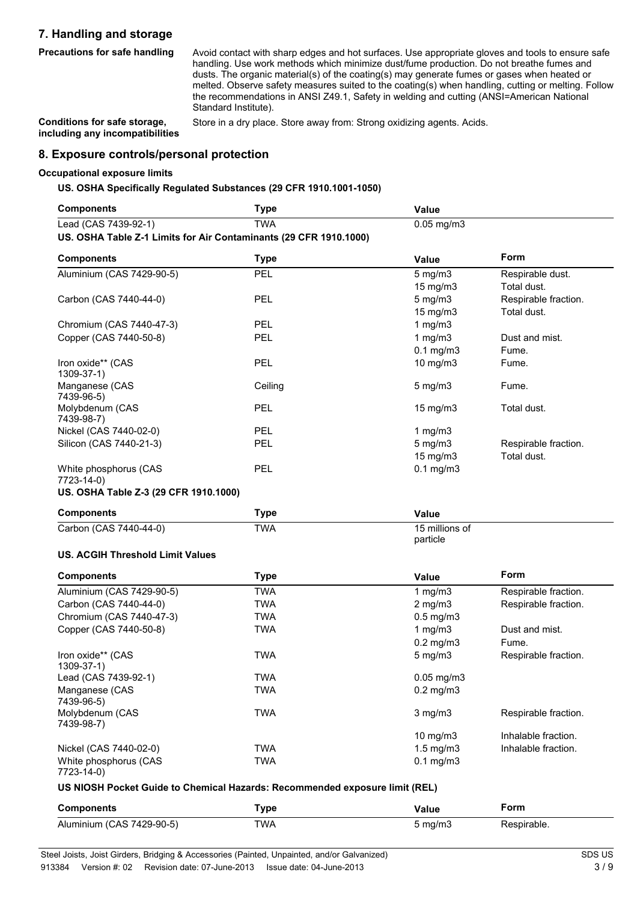## 7. Handling and storage

**Precautions for safe handling**

Avoid contact with sharp edges and hot surfaces. Use appropriate gloves and tools to ensure safe handling. Use work methods which minimize dust/fume production. Do not breathe fumes and dusts. The organic material(s) of the coating(s) may generate fumes or gases when heated or melted. Observe safety measures suited to the coating(s) when handling, cutting or melting. Follow the recommendations in ANSI Z49.1, Safety in welding and cutting (ANSI=American National Standard Institute).

**Conditions for safe storage, including any incompatibilities**

Store in a dry place. Store away from: Strong oxidizing agents. Acids.

## 8. Exposure controls/personal protection

**Occupational exposure limits**

**US. OSHA Specifically Regulated Substances (29 CFR 1910.1001-1050)**

| Components | Type | Value |
|---|---|---|
| Lead (CAS 7439-92-1) | TWA | 0.05 mg/m3 |

**US. OSHA Table Z-1 Limits for Air Contaminants (29 CFR 1910.1000)**

| Components | Type | Value | Form |
|---|---|---|---|
| Aluminium (CAS 7429-90-5) | PEL | 5 mg/m3 | Respirable dust. |
| | | 15 mg/m3 | Total dust. |
| Carbon (CAS 7440-44-0) | PEL | 5 mg/m3 | Respirable fraction. |
| | | 15 mg/m3 | Total dust. |
| Chromium (CAS 7440-47-3) | PEL | 1 mg/m3 | |
| Copper (CAS 7440-50-8) | PEL | 1 mg/m3 | Dust and mist. |
| | | 0.1 mg/m3 | Fume. |
| Iron oxide** (CAS 1309-37-1) | PEL | 10 mg/m3 | Fume. |
| Manganese (CAS 7439-96-5) | Ceiling | 5 mg/m3 | Fume. |
| Molybdenum (CAS 7439-98-7) | PEL | 15 mg/m3 | Total dust. |
| Nickel (CAS 7440-02-0) | PEL | 1 mg/m3 | |
| Silicon (CAS 7440-21-3) | PEL | 5 mg/m3 | Respirable fraction. |
| | | 15 mg/m3 | Total dust. |
| White phosphorus (CAS 7723-14-0) | PEL | 0.1 mg/m3 | |

**US. OSHA Table Z-3 (29 CFR 1910.1000)**

| Components | Type | Value |
|---|---|---|
| Carbon (CAS 7440-44-0) | TWA | 15 millions of particle |

**US. ACGIH Threshold Limit Values**

| Components | Type | Value | Form |
|---|---|---|---|
| Aluminium (CAS 7429-90-5) | TWA | 1 mg/m3 | Respirable fraction. |
| Carbon (CAS 7440-44-0) | TWA | 2 mg/m3 | Respirable fraction. |
| Chromium (CAS 7440-47-3) | TWA | 0.5 mg/m3 | |
| Copper (CAS 7440-50-8) | TWA | 1 mg/m3 | Dust and mist. |
| | | 0.2 mg/m3 | Fume. |
| Iron oxide** (CAS 1309-37-1) | TWA | 5 mg/m3 | Respirable fraction. |
| Lead (CAS 7439-92-1) | TWA | 0.05 mg/m3 | |
| Manganese (CAS 7439-96-5) | TWA | 0.2 mg/m3 | |
| Molybdenum (CAS 7439-98-7) | TWA | 3 mg/m3 | Respirable fraction. |
| | | 10 mg/m3 | Inhalable fraction. |
| Nickel (CAS 7440-02-0) | TWA | 1.5 mg/m3 | Inhalable fraction. |
| White phosphorus (CAS 7723-14-0) | TWA | 0.1 mg/m3 | |

**US NIOSH Pocket Guide to Chemical Hazards: Recommended exposure limit (REL)**

| Components | Type | Value | Form |
|---|---|---|---|
| Aluminium (CAS 7429-90-5) | TWA | 5 mg/m3 | Respirable. |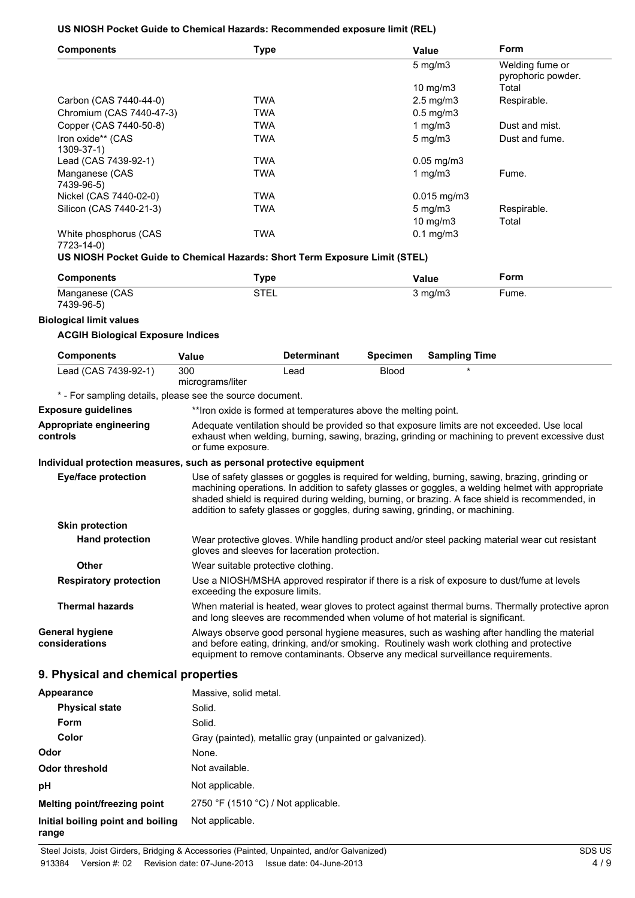**US NIOSH Pocket Guide to Chemical Hazards: Recommended exposure limit (REL)**

| Components | Type | Value | Form |
|---|---|---|---|
| | | 5 mg/m3 | Welding fume or pyrophoric powder. |
| | | 10 mg/m3 | Total |
| Carbon (CAS 7440-44-0) | TWA | 2.5 mg/m3 | Respirable. |
| Chromium (CAS 7440-47-3) | TWA | 0.5 mg/m3 | |
| Copper (CAS 7440-50-8) | TWA | 1 mg/m3 | Dust and mist. |
| Iron oxide** (CAS 1309-37-1) | TWA | 5 mg/m3 | Dust and fume. |
| Lead (CAS 7439-92-1) | TWA | 0.05 mg/m3 | |
| Manganese (CAS 7439-96-5) | TWA | 1 mg/m3 | Fume. |
| Nickel (CAS 7440-02-0) | TWA | 0.015 mg/m3 | |
| Silicon (CAS 7440-21-3) | TWA | 5 mg/m3 | Respirable. |
| | | 10 mg/m3 | Total |
| White phosphorus (CAS 7723-14-0) | TWA | 0.1 mg/m3 | |

**US NIOSH Pocket Guide to Chemical Hazards: Short Term Exposure Limit (STEL)**

| Components | Type | Value | Form |
|---|---|---|---|
| Manganese (CAS 7439-96-5) | STEL | 3 mg/m3 | Fume. |

**Biological limit values**

**ACGIH Biological Exposure Indices**

| Components | Value | Determinant | Specimen | Sampling Time |
|---|---|---|---|---|
| Lead (CAS 7439-92-1) | 300 micrograms/liter | Lead | Blood | * |

\* - For sampling details, please see the source document.

**Exposure guidelines** **Iron oxide is formed at temperatures above the melting point.

**Appropriate engineering controls** Adequate ventilation should be provided so that exposure limits are not exceeded. Use local exhaust when welding, burning, sawing, brazing, grinding or machining to prevent excessive dust or fume exposure.

**Individual protection measures, such as personal protective equipment**

**Eye/face protection** Use of safety glasses or goggles is required for welding, burning, sawing, brazing, grinding or machining operations. In addition to safety glasses or goggles, a welding helmet with appropriate shaded shield is required during welding, burning, or brazing. A face shield is recommended, in addition to safety glasses or goggles, during sawing, grinding, or machining.

**Skin protection**

**Hand protection** Wear protective gloves. While handling product and/or steel packing material wear cut resistant gloves and sleeves for laceration protection.

**Other** Wear suitable protective clothing.

**Respiratory protection** Use a NIOSH/MSHA approved respirator if there is a risk of exposure to dust/fume at levels exceeding the exposure limits.

**Thermal hazards** When material is heated, wear gloves to protect against thermal burns. Thermally protective apron and long sleeves are recommended when volume of hot material is significant.

**General hygiene considerations** Always observe good personal hygiene measures, such as washing after handling the material and before eating, drinking, and/or smoking. Routinely wash work clothing and protective equipment to remove contaminants. Observe any medical surveillance requirements.

## 9. Physical and chemical properties

| | |
|---|---|
| **Appearance** | Massive, solid metal. |
| **Physical state** | Solid. |
| **Form** | Solid. |
| **Color** | Gray (painted), metallic gray (unpainted or galvanized). |
| **Odor** | None. |
| **Odor threshold** | Not available. |
| **pH** | Not applicable. |
| **Melting point/freezing point** | 2750 °F (1510 °C) / Not applicable. |
| **Initial boiling point and boiling range** | Not applicable. |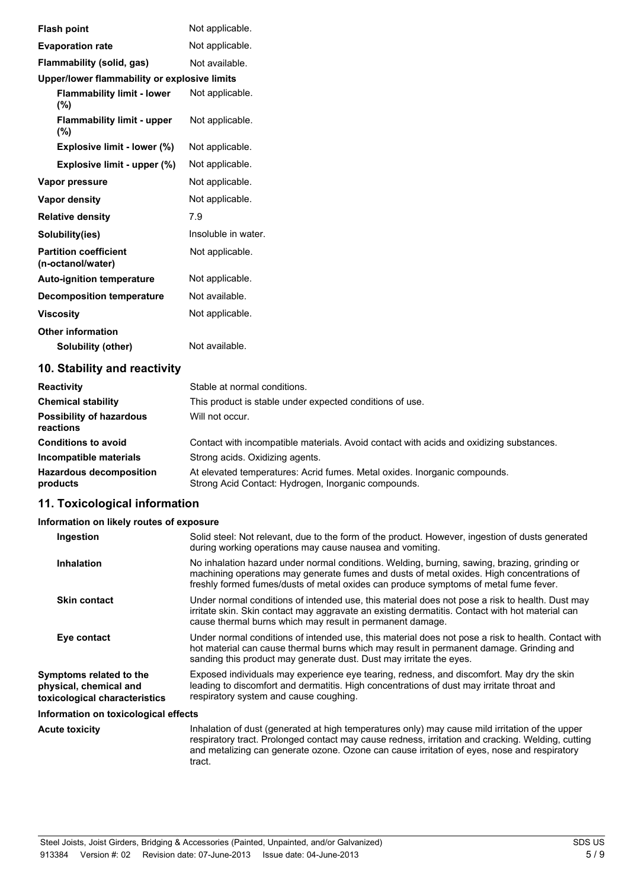| | |
|---|---|
| **Flash point** | Not applicable. |
| **Evaporation rate** | Not applicable. |
| **Flammability (solid, gas)** | Not available. |
| **Upper/lower flammability or explosive limits** | |
| **Flammability limit - lower (%)** | Not applicable. |
| **Flammability limit - upper (%)** | Not applicable. |
| **Explosive limit - lower (%)** | Not applicable. |
| **Explosive limit - upper (%)** | Not applicable. |
| **Vapor pressure** | Not applicable. |
| **Vapor density** | Not applicable. |
| **Relative density** | 7.9 |
| **Solubility(ies)** | Insoluble in water. |
| **Partition coefficient (n-octanol/water)** | Not applicable. |
| **Auto-ignition temperature** | Not applicable. |
| **Decomposition temperature** | Not available. |
| **Viscosity** | Not applicable. |
| **Other information** | |
| **Solubility (other)** | Not available. |

## 10. Stability and reactivity

| | |
|---|---|
| **Reactivity** | Stable at normal conditions. |
| **Chemical stability** | This product is stable under expected conditions of use. |
| **Possibility of hazardous reactions** | Will not occur. |
| **Conditions to avoid** | Contact with incompatible materials. Avoid contact with acids and oxidizing substances. |
| **Incompatible materials** | Strong acids. Oxidizing agents. |
| **Hazardous decomposition products** | At elevated temperatures: Acrid fumes. Metal oxides. Inorganic compounds. Strong Acid Contact: Hydrogen, Inorganic compounds. |

## 11. Toxicological information

**Information on likely routes of exposure**

| | |
|---|---|
| **Ingestion** | Solid steel: Not relevant, due to the form of the product. However, ingestion of dusts generated during working operations may cause nausea and vomiting. |
| **Inhalation** | No inhalation hazard under normal conditions. Welding, burning, sawing, brazing, grinding or machining operations may generate fumes and dusts of metal oxides. High concentrations of freshly formed fumes/dusts of metal oxides can produce symptoms of metal fume fever. |
| **Skin contact** | Under normal conditions of intended use, this material does not pose a risk to health. Dust may irritate skin. Skin contact may aggravate an existing dermatitis. Contact with hot material can cause thermal burns which may result in permanent damage. |
| **Eye contact** | Under normal conditions of intended use, this material does not pose a risk to health. Contact with hot material can cause thermal burns which may result in permanent damage. Grinding and sanding this product may generate dust. Dust may irritate the eyes. |
| **Symptoms related to the physical, chemical and toxicological characteristics** | Exposed individuals may experience eye tearing, redness, and discomfort. May dry the skin leading to discomfort and dermatitis. High concentrations of dust may irritate throat and respiratory system and cause coughing. |

**Information on toxicological effects**

| | |
|---|---|
| **Acute toxicity** | Inhalation of dust (generated at high temperatures only) may cause mild irritation of the upper respiratory tract. Prolonged contact may cause redness, irritation and cracking. Welding, cutting and metalizing can generate ozone. Ozone can cause irritation of eyes, nose and respiratory tract. |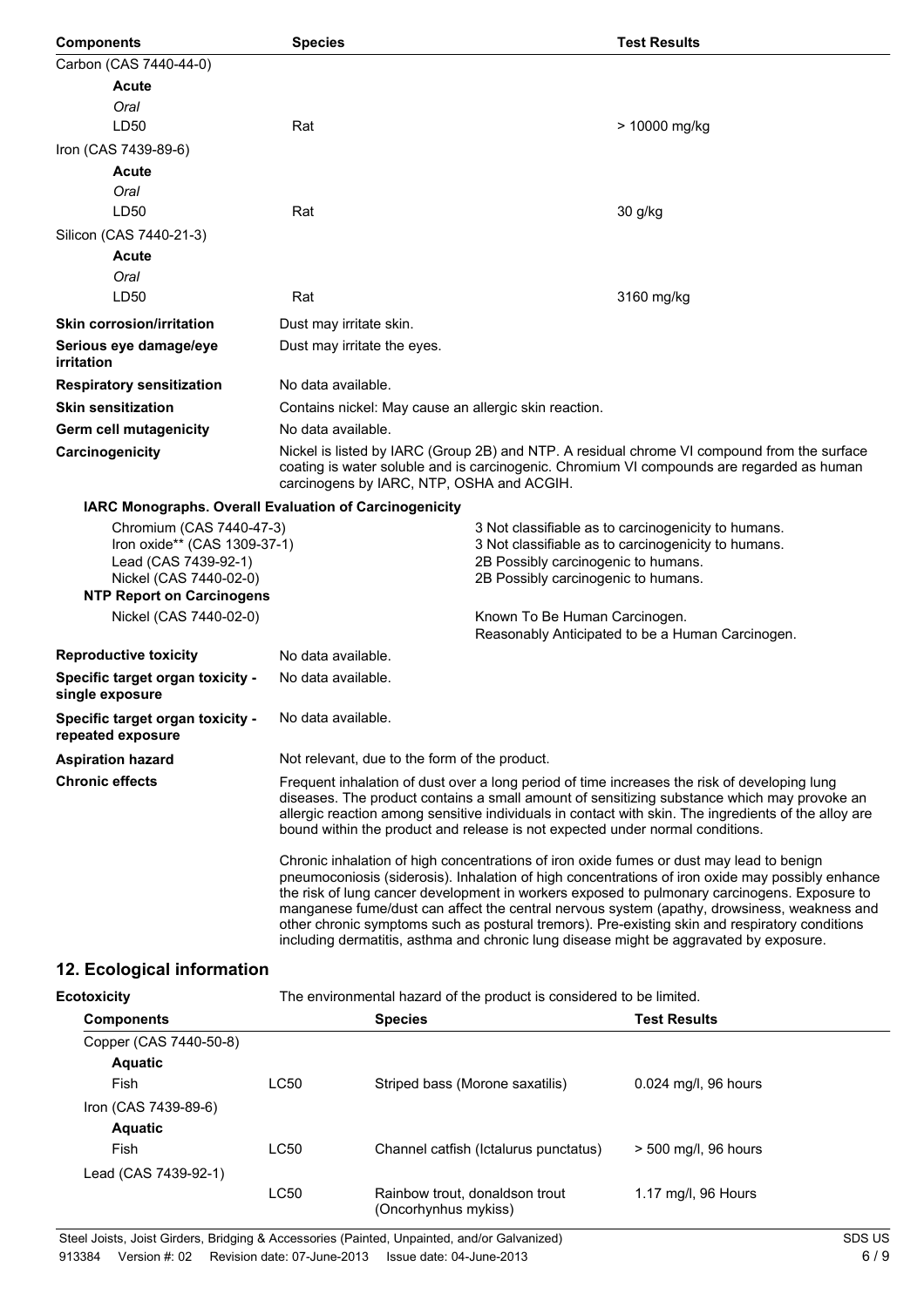| Components | Species | Test Results |
| --- | --- | --- |
| Carbon (CAS 7440-44-0) | | |
| **Acute** | | |
| *Oral* | | |
| LD50 | Rat | > 10000 mg/kg |
| Iron (CAS 7439-89-6) | | |
| **Acute** | | |
| *Oral* | | |
| LD50 | Rat | 30 g/kg |
| Silicon (CAS 7440-21-3) | | |
| **Acute** | | |
| *Oral* | | |
| LD50 | Rat | 3160 mg/kg |

**Skin corrosion/irritation** Dust may irritate skin.

**Serious eye damage/eye irritation** Dust may irritate the eyes.

**Respiratory sensitization** No data available.

**Skin sensitization** Contains nickel: May cause an allergic skin reaction.

**Germ cell mutagenicity** No data available.

**Carcinogenicity** Nickel is listed by IARC (Group 2B) and NTP. A residual chrome VI compound from the surface coating is water soluble and is carcinogenic. Chromium VI compounds are regarded as human carcinogens by IARC, NTP, OSHA and ACGIH.

**IARC Monographs. Overall Evaluation of Carcinogenicity**

| | |
| --- | --- |
| Chromium (CAS 7440-47-3) | 3 Not classifiable as to carcinogenicity to humans. |
| Iron oxide** (CAS 1309-37-1) | 3 Not classifiable as to carcinogenicity to humans. |
| Lead (CAS 7439-92-1) | 2B Possibly carcinogenic to humans. |
| Nickel (CAS 7440-02-0) | 2B Possibly carcinogenic to humans. |

**NTP Report on Carcinogens**

| | |
| --- | --- |
| Nickel (CAS 7440-02-0) | Known To Be Human Carcinogen.<br>Reasonably Anticipated to be a Human Carcinogen. |

**Reproductive toxicity** No data available.

**Specific target organ toxicity - single exposure** No data available.

**Specific target organ toxicity - repeated exposure** No data available.

**Aspiration hazard** Not relevant, due to the form of the product.

**Chronic effects** Frequent inhalation of dust over a long period of time increases the risk of developing lung diseases. The product contains a small amount of sensitizing substance which may provoke an allergic reaction among sensitive individuals in contact with skin. The ingredients of the alloy are bound within the product and release is not expected under normal conditions.

Chronic inhalation of high concentrations of iron oxide fumes or dust may lead to benign pneumoconiosis (siderosis). Inhalation of high concentrations of iron oxide may possibly enhance the risk of lung cancer development in workers exposed to pulmonary carcinogens. Exposure to manganese fume/dust can affect the central nervous system (apathy, drowsiness, weakness and other chronic symptoms such as postural tremors). Pre-existing skin and respiratory conditions including dermatitis, asthma and chronic lung disease might be aggravated by exposure.

## 12. Ecological information

**Ecotoxicity** The environmental hazard of the product is considered to be limited.

| Components | | Species | Test Results |
| --- | --- | --- | --- |
| Copper (CAS 7440-50-8) | | | |
| **Aquatic** | | | |
| Fish | LC50 | Striped bass (Morone saxatilis) | 0.024 mg/l, 96 hours |
| Iron (CAS 7439-89-6) | | | |
| **Aquatic** | | | |
| Fish | LC50 | Channel catfish (Ictalurus punctatus) | > 500 mg/l, 96 hours |
| Lead (CAS 7439-92-1) | | | |
| | LC50 | Rainbow trout, donaldson trout (Oncorhynhus mykiss) | 1.17 mg/l, 96 Hours |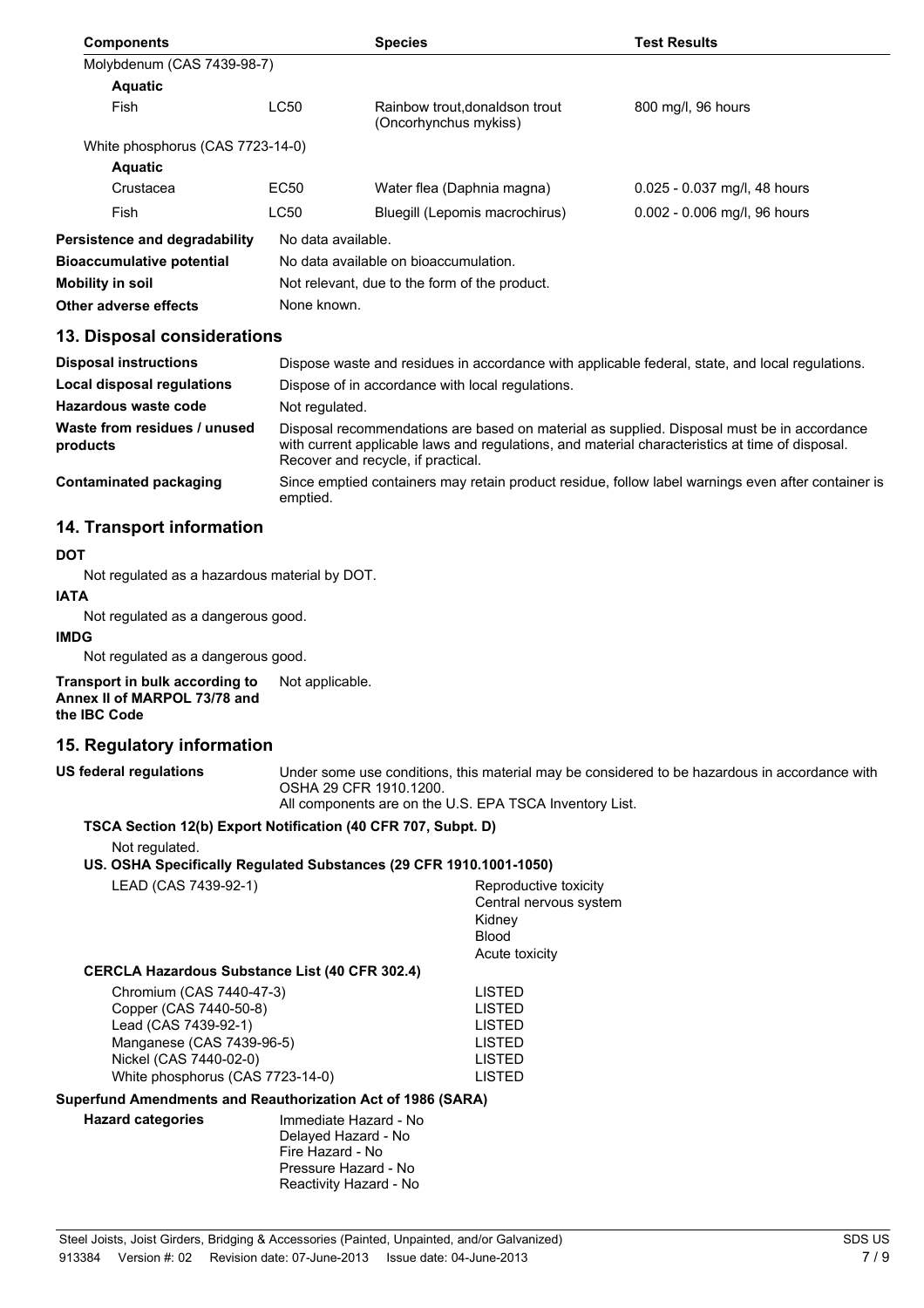| Components | | Species | Test Results |
|---|---|---|---|
| Molybdenum (CAS 7439-98-7) | | | |
| **Aquatic** | | | |
| Fish | LC50 | Rainbow trout,donaldson trout (Oncorhynchus mykiss) | 800 mg/l, 96 hours |
| White phosphorus (CAS 7723-14-0) | | | |
| **Aquatic** | | | |
| Crustacea | EC50 | Water flea (Daphnia magna) | 0.025 - 0.037 mg/l, 48 hours |
| Fish | LC50 | Bluegill (Lepomis macrochirus) | 0.002 - 0.006 mg/l, 96 hours |

**Persistence and degradability** No data available.

**Bioaccumulative potential** No data available on bioaccumulation.

**Mobility in soil** Not relevant, due to the form of the product.

**Other adverse effects** None known.

## 13. Disposal considerations

**Disposal instructions** Dispose waste and residues in accordance with applicable federal, state, and local regulations.

**Local disposal regulations** Dispose of in accordance with local regulations.

**Hazardous waste code** Not regulated.

**Waste from residues / unused products** Disposal recommendations are based on material as supplied. Disposal must be in accordance with current applicable laws and regulations, and material characteristics at time of disposal. Recover and recycle, if practical.

**Contaminated packaging** Since emptied containers may retain product residue, follow label warnings even after container is emptied.

## 14. Transport information

**DOT**

Not regulated as a hazardous material by DOT.

**IATA**

Not regulated as a dangerous good.

**IMDG**

Not regulated as a dangerous good.

**Transport in bulk according to Annex II of MARPOL 73/78 and the IBC Code** Not applicable.

## 15. Regulatory information

**US federal regulations** Under some use conditions, this material may be considered to be hazardous in accordance with OSHA 29 CFR 1910.1200.
All components are on the U.S. EPA TSCA Inventory List.

**TSCA Section 12(b) Export Notification (40 CFR 707, Subpt. D)**

Not regulated.

**US. OSHA Specifically Regulated Substances (29 CFR 1910.1001-1050)**

LEAD (CAS 7439-92-1)
- Reproductive toxicity
- Central nervous system
- Kidney
- Blood
- Acute toxicity

**CERCLA Hazardous Substance List (40 CFR 302.4)**

| | |
|---|---|
| Chromium (CAS 7440-47-3) | LISTED |
| Copper (CAS 7440-50-8) | LISTED |
| Lead (CAS 7439-92-1) | LISTED |
| Manganese (CAS 7439-96-5) | LISTED |
| Nickel (CAS 7440-02-0) | LISTED |
| White phosphorus (CAS 7723-14-0) | LISTED |

**Superfund Amendments and Reauthorization Act of 1986 (SARA)**

**Hazard categories**
Immediate Hazard - No
Delayed Hazard - No
Fire Hazard - No
Pressure Hazard - No
Reactivity Hazard - No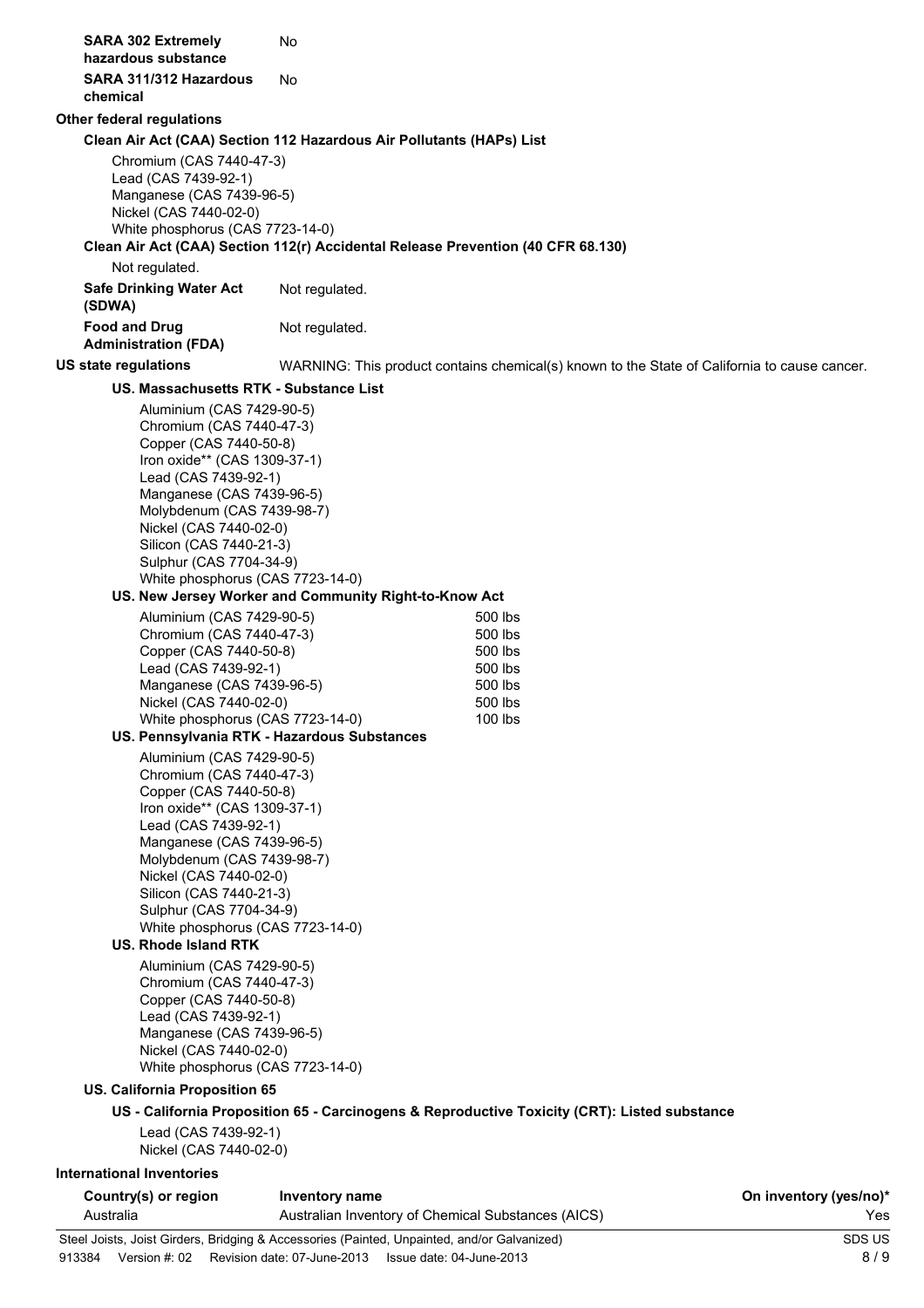**SARA 302 Extremely hazardous substance** No

**SARA 311/312 Hazardous chemical** No

## Other federal regulations

### Clean Air Act (CAA) Section 112 Hazardous Air Pollutants (HAPs) List

Chromium (CAS 7440-47-3)
Lead (CAS 7439-92-1)
Manganese (CAS 7439-96-5)
Nickel (CAS 7440-02-0)
White phosphorus (CAS 7723-14-0)

### Clean Air Act (CAA) Section 112(r) Accidental Release Prevention (40 CFR 68.130)

Not regulated.

**Safe Drinking Water Act (SDWA)** Not regulated.

**Food and Drug Administration (FDA)** Not regulated.

## US state regulations

WARNING: This product contains chemical(s) known to the State of California to cause cancer.

### US. Massachusetts RTK - Substance List

Aluminium (CAS 7429-90-5)
Chromium (CAS 7440-47-3)
Copper (CAS 7440-50-8)
Iron oxide** (CAS 1309-37-1)
Lead (CAS 7439-92-1)
Manganese (CAS 7439-96-5)
Molybdenum (CAS 7439-98-7)
Nickel (CAS 7440-02-0)
Silicon (CAS 7440-21-3)
Sulphur (CAS 7704-34-9)
White phosphorus (CAS 7723-14-0)

### US. New Jersey Worker and Community Right-to-Know Act

| Substance | Quantity |
| --- | --- |
| Aluminium (CAS 7429-90-5) | 500 lbs |
| Chromium (CAS 7440-47-3) | 500 lbs |
| Copper (CAS 7440-50-8) | 500 lbs |
| Lead (CAS 7439-92-1) | 500 lbs |
| Manganese (CAS 7439-96-5) | 500 lbs |
| Nickel (CAS 7440-02-0) | 500 lbs |
| White phosphorus (CAS 7723-14-0) | 100 lbs |

### US. Pennsylvania RTK - Hazardous Substances

Aluminium (CAS 7429-90-5)
Chromium (CAS 7440-47-3)
Copper (CAS 7440-50-8)
Iron oxide** (CAS 1309-37-1)
Lead (CAS 7439-92-1)
Manganese (CAS 7439-96-5)
Molybdenum (CAS 7439-98-7)
Nickel (CAS 7440-02-0)
Silicon (CAS 7440-21-3)
Sulphur (CAS 7704-34-9)
White phosphorus (CAS 7723-14-0)

### US. Rhode Island RTK

Aluminium (CAS 7429-90-5)
Chromium (CAS 7440-47-3)
Copper (CAS 7440-50-8)
Lead (CAS 7439-92-1)
Manganese (CAS 7439-96-5)
Nickel (CAS 7440-02-0)
White phosphorus (CAS 7723-14-0)

### US. California Proposition 65

#### US - California Proposition 65 - Carcinogens & Reproductive Toxicity (CRT): Listed substance

Lead (CAS 7439-92-1)
Nickel (CAS 7440-02-0)

## International Inventories

| Country(s) or region | Inventory name | On inventory (yes/no)* |
| --- | --- | --- |
| Australia | Australian Inventory of Chemical Substances (AICS) | Yes |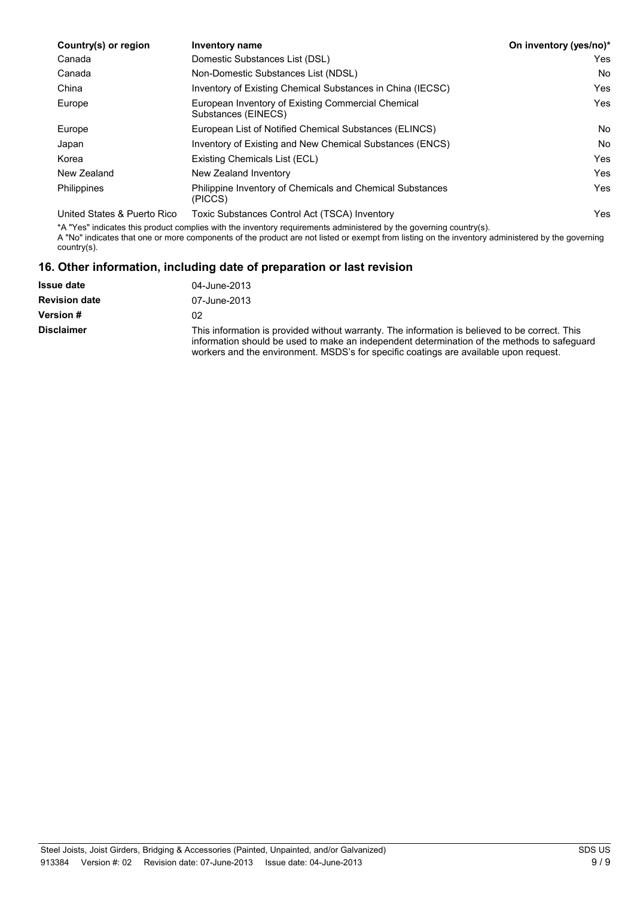| Country(s) or region | Inventory name | On inventory (yes/no)* |
|---|---|---|
| Canada | Domestic Substances List (DSL) | Yes |
| Canada | Non-Domestic Substances List (NDSL) | No |
| China | Inventory of Existing Chemical Substances in China (IECSC) | Yes |
| Europe | European Inventory of Existing Commercial Chemical Substances (EINECS) | Yes |
| Europe | European List of Notified Chemical Substances (ELINCS) | No |
| Japan | Inventory of Existing and New Chemical Substances (ENCS) | No |
| Korea | Existing Chemicals List (ECL) | Yes |
| New Zealand | New Zealand Inventory | Yes |
| Philippines | Philippine Inventory of Chemicals and Chemical Substances (PICCS) | Yes |
| United States & Puerto Rico | Toxic Substances Control Act (TSCA) Inventory | Yes |

*A "Yes" indicates this product complies with the inventory requirements administered by the governing country(s).
A "No" indicates that one or more components of the product are not listed or exempt from listing on the inventory administered by the governing country(s).

## 16. Other information, including date of preparation or last revision

**Issue date** 04-June-2013

**Revision date** 07-June-2013

**Version #** 02

**Disclaimer** This information is provided without warranty. The information is believed to be correct. This information should be used to make an independent determination of the methods to safeguard workers and the environment. MSDS's for specific coatings are available upon request.